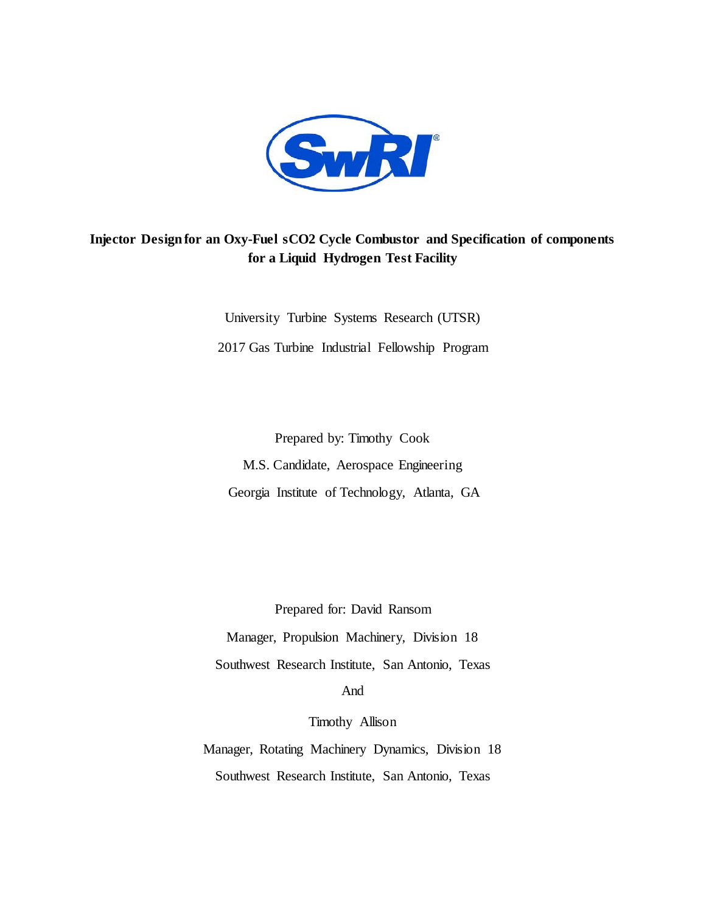**Injector Design for an Oxy-Fuel sCO2 Cycle Combustor and Specification of components for a Liquid Hydrogen Test Facility**

University Turbine Systems Research (UTSR)

2017 Gas Turbine Industrial Fellowship Program

Prepared by: Timothy Cook

M.S. Candidate, Aerospace Engineering

Georgia Institute of Technology, Atlanta, GA

Prepared for: David Ransom

Manager, Propulsion Machinery, Division 18

Southwest Research Institute, San Antonio, Texas

And

Timothy Allison

Manager, Rotating Machinery Dynamics, Division 18

Southwest Research Institute, San Antonio, Texas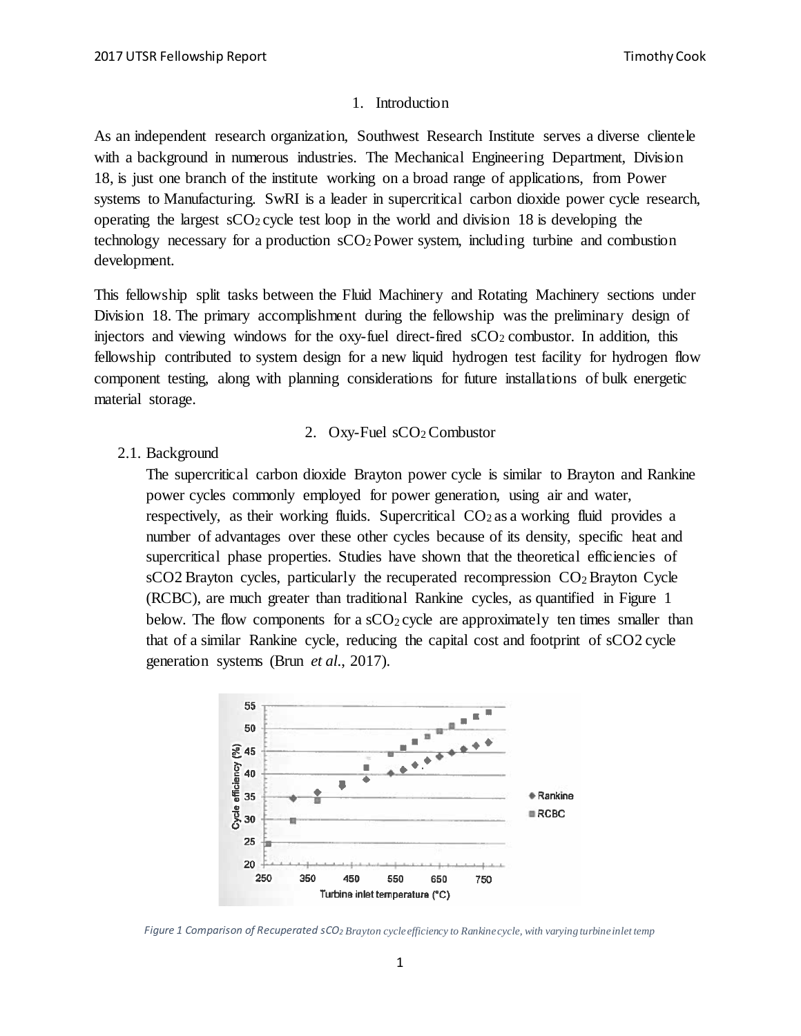## 1. Introduction

As an independent research organization, Southwest Research Institute serves a diverse clientele with a background in numerous industries. The Mechanical Engineering Department, Division 18, is just one branch of the institute working on a broad range of applications, from Power systems to Manufacturing. SwRI is a leader in supercritical carbon dioxide power cycle research, operating the largest $sCO_2$ cycle test loop in the world and division 18 is developing the technology necessary for a production $sCO_2$ Power system, including turbine and combustion development.

This fellowship split tasks between the Fluid Machinery and Rotating Machinery sections under Division 18. The primary accomplishment during the fellowship was the preliminary design of injectors and viewing windows for the oxy-fuel direct-fired $sCO_2$ combustor. In addition, this fellowship contributed to system design for a new liquid hydrogen test facility for hydrogen flow component testing, along with planning considerations for future installations of bulk energetic material storage.

## 2. Oxy-Fuel $sCO_2$ Combustor

### 2.1. Background

The supercritical carbon dioxide Brayton power cycle is similar to Brayton and Rankine power cycles commonly employed for power generation, using air and water, respectively, as their working fluids. Supercritical $CO_2$ as a working fluid provides a number of advantages over these other cycles because of its density, specific heat and supercritical phase properties. Studies have shown that the theoretical efficiencies of sCO2 Brayton cycles, particularly the recuperated recompression $CO_2$ Brayton Cycle (RCBC), are much greater than traditional Rankine cycles, as quantified in Figure 1 below. The flow components for a $sCO_2$ cycle are approximately ten times smaller than that of a similar Rankine cycle, reducing the capital cost and footprint of sCO2 cycle generation systems (Brun *et al.*, 2017).

*Figure 1 Comparison of Recuperated $sCO_2$ Brayton cycle efficiency to Rankine cycle, with varying turbine inlet temp*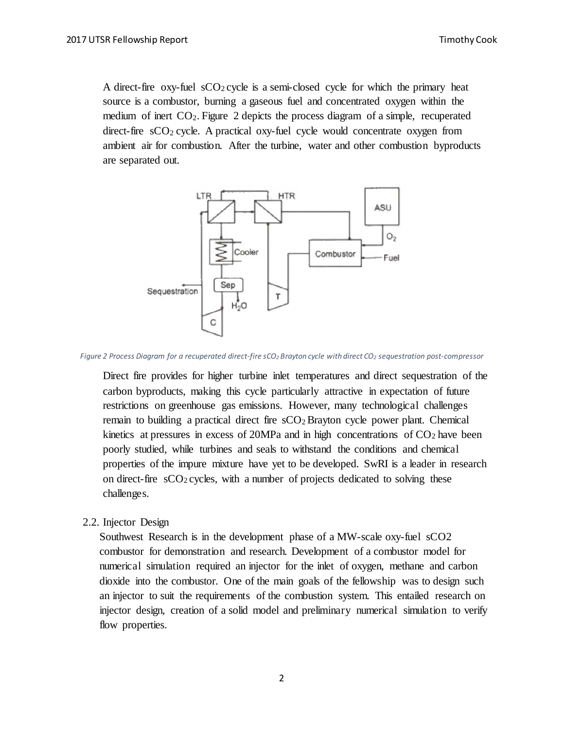A direct-fire oxy-fuel $sCO_2$ cycle is a semi-closed cycle for which the primary heat source is a combustor, burning a gaseous fuel and concentrated oxygen within the medium of inert $CO_2$. Figure 2 depicts the process diagram of a simple, recuperated direct-fire $sCO_2$ cycle. A practical oxy-fuel cycle would concentrate oxygen from ambient air for combustion. After the turbine, water and other combustion byproducts are separated out.

*Figure 2 Process Diagram for a recuperated direct-fire $sCO_2$ Brayton cycle with direct $CO_2$ sequestration post-compressor*

Direct fire provides for higher turbine inlet temperatures and direct sequestration of the carbon byproducts, making this cycle particularly attractive in expectation of future restrictions on greenhouse gas emissions. However, many technological challenges remain to building a practical direct fire $sCO_2$ Brayton cycle power plant. Chemical kinetics at pressures in excess of 20MPa and in high concentrations of $CO_2$ have been poorly studied, while turbines and seals to withstand the conditions and chemical properties of the impure mixture have yet to be developed. SwRI is a leader in research on direct-fire $sCO_2$ cycles, with a number of projects dedicated to solving these challenges.

## 2.2. Injector Design

Southwest Research is in the development phase of a MW-scale oxy-fuel sCO2 combustor for demonstration and research. Development of a combustor model for numerical simulation required an injector for the inlet of oxygen, methane and carbon dioxide into the combustor. One of the main goals of the fellowship was to design such an injector to suit the requirements of the combustion system. This entailed research on injector design, creation of a solid model and preliminary numerical simulation to verify flow properties.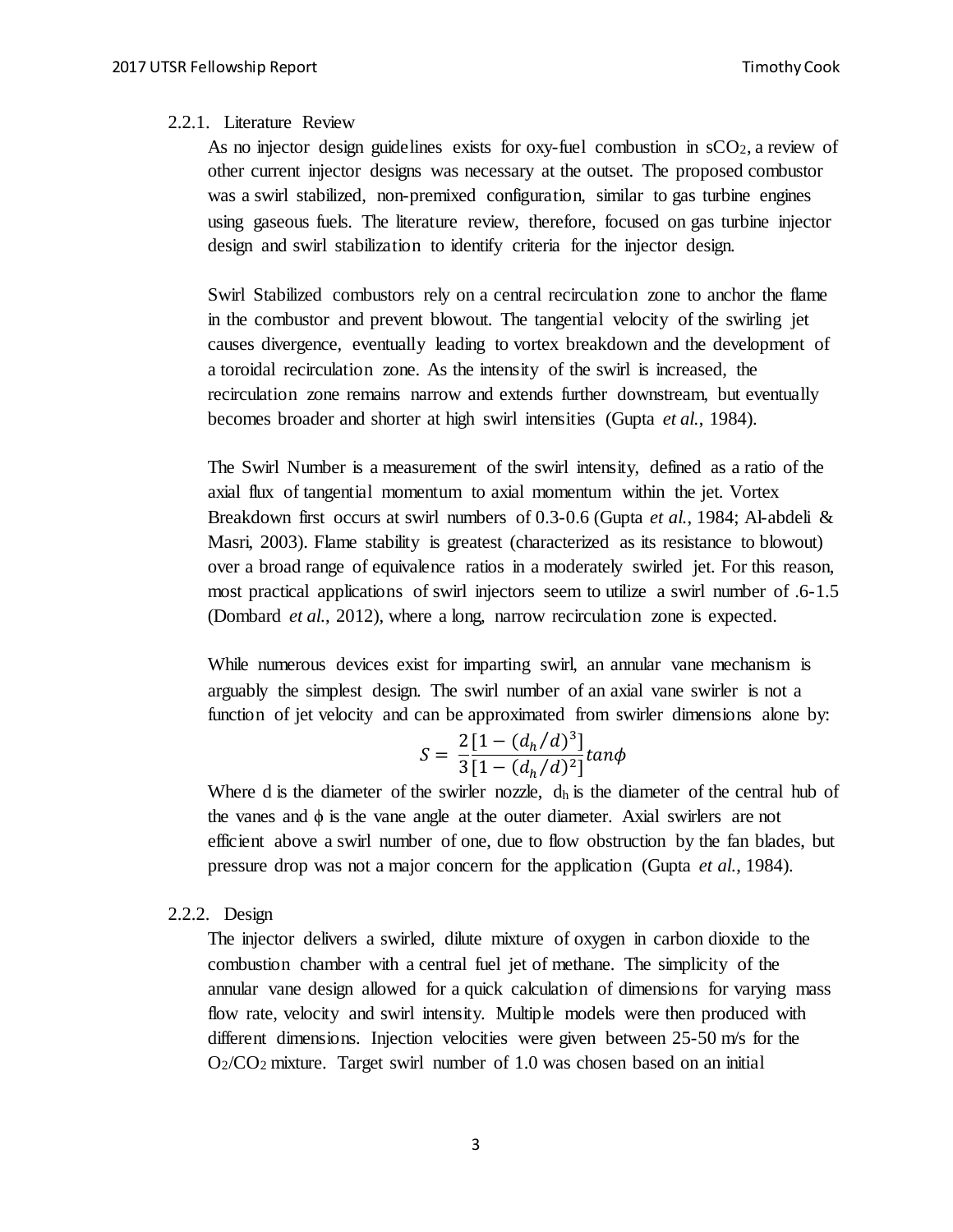### 2.2.1. Literature Review

As no injector design guidelines exists for oxy-fuel combustion in $sCO_2$, a review of other current injector designs was necessary at the outset. The proposed combustor was a swirl stabilized, non-premixed configuration, similar to gas turbine engines using gaseous fuels. The literature review, therefore, focused on gas turbine injector design and swirl stabilization to identify criteria for the injector design.

Swirl Stabilized combustors rely on a central recirculation zone to anchor the flame in the combustor and prevent blowout. The tangential velocity of the swirling jet causes divergence, eventually leading to vortex breakdown and the development of a toroidal recirculation zone. As the intensity of the swirl is increased, the recirculation zone remains narrow and extends further downstream, but eventually becomes broader and shorter at high swirl intensities (Gupta *et al.*, 1984).

The Swirl Number is a measurement of the swirl intensity, defined as a ratio of the axial flux of tangential momentum to axial momentum within the jet. Vortex Breakdown first occurs at swirl numbers of 0.3-0.6 (Gupta *et al.*, 1984; Al-abdeli & Masri, 2003). Flame stability is greatest (characterized as its resistance to blowout) over a broad range of equivalence ratios in a moderately swirled jet. For this reason, most practical applications of swirl injectors seem to utilize a swirl number of .6-1.5 (Dombard *et al.*, 2012), where a long, narrow recirculation zone is expected.

While numerous devices exist for imparting swirl, an annular vane mechanism is arguably the simplest design. The swirl number of an axial vane swirler is not a function of jet velocity and can be approximated from swirler dimensions alone by:

$$S = \frac{2}{3}\frac{[1-(d_h/d)^3]}{[1-(d_h/d)^2]}tan\phi$$

Where d is the diameter of the swirler nozzle, $d_h$ is the diameter of the central hub of the vanes and $\phi$ is the vane angle at the outer diameter. Axial swirlers are not efficient above a swirl number of one, due to flow obstruction by the fan blades, but pressure drop was not a major concern for the application (Gupta *et al.*, 1984).

### 2.2.2. Design

The injector delivers a swirled, dilute mixture of oxygen in carbon dioxide to the combustion chamber with a central fuel jet of methane. The simplicity of the annular vane design allowed for a quick calculation of dimensions for varying mass flow rate, velocity and swirl intensity. Multiple models were then produced with different dimensions. Injection velocities were given between 25-50 m/s for the $O_2/CO_2$ mixture. Target swirl number of 1.0 was chosen based on an initial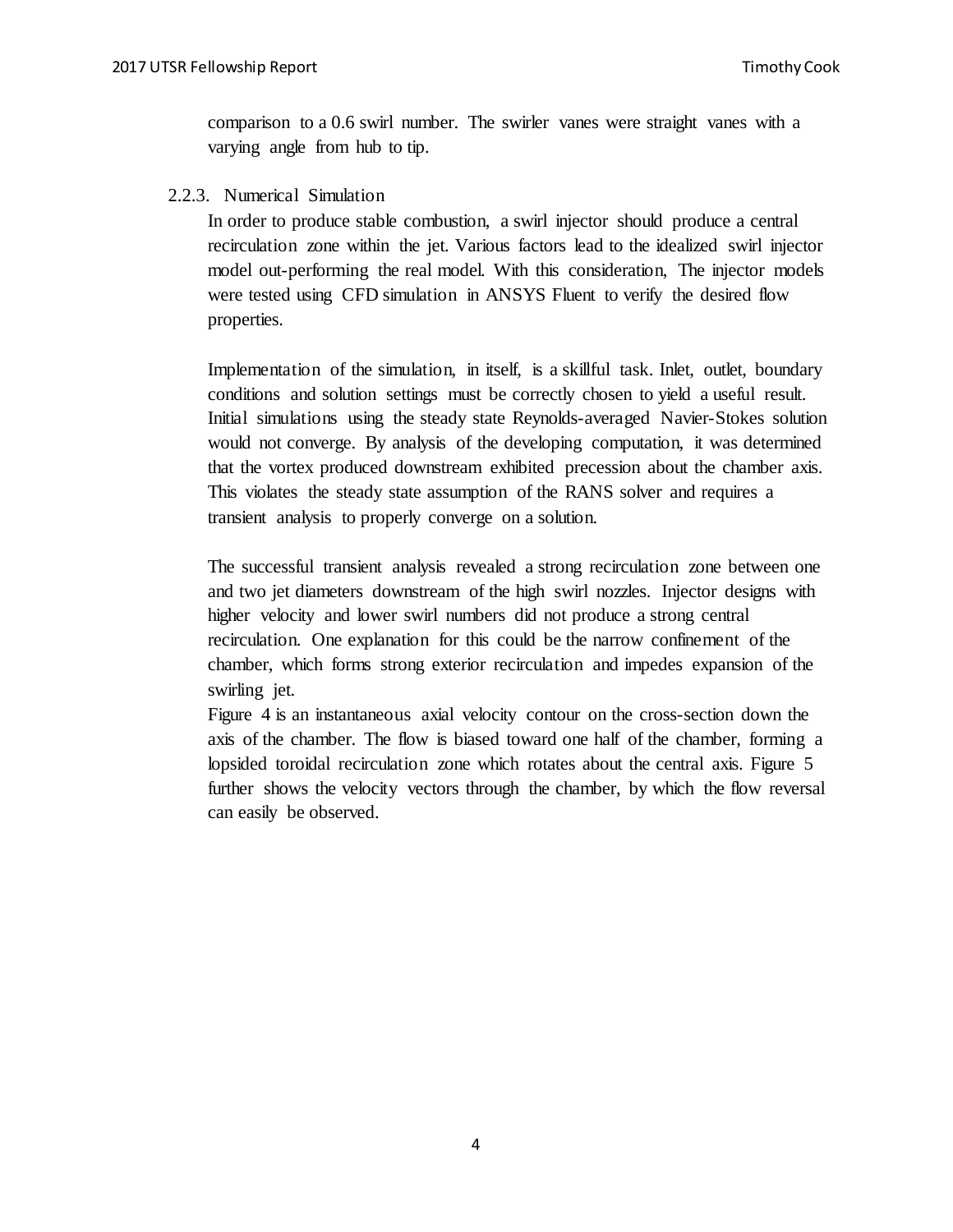comparison to a 0.6 swirl number. The swirler vanes were straight vanes with a varying angle from hub to tip.

### 2.2.3. Numerical Simulation

In order to produce stable combustion, a swirl injector should produce a central recirculation zone within the jet. Various factors lead to the idealized swirl injector model out-performing the real model. With this consideration, The injector models were tested using CFD simulation in ANSYS Fluent to verify the desired flow properties.

Implementation of the simulation, in itself, is a skillful task. Inlet, outlet, boundary conditions and solution settings must be correctly chosen to yield a useful result. Initial simulations using the steady state Reynolds-averaged Navier-Stokes solution would not converge. By analysis of the developing computation, it was determined that the vortex produced downstream exhibited precession about the chamber axis. This violates the steady state assumption of the RANS solver and requires a transient analysis to properly converge on a solution.

The successful transient analysis revealed a strong recirculation zone between one and two jet diameters downstream of the high swirl nozzles. Injector designs with higher velocity and lower swirl numbers did not produce a strong central recirculation. One explanation for this could be the narrow confinement of the chamber, which forms strong exterior recirculation and impedes expansion of the swirling jet.

Figure 4 is an instantaneous axial velocity contour on the cross-section down the axis of the chamber. The flow is biased toward one half of the chamber, forming a lopsided toroidal recirculation zone which rotates about the central axis. Figure 5 further shows the velocity vectors through the chamber, by which the flow reversal can easily be observed.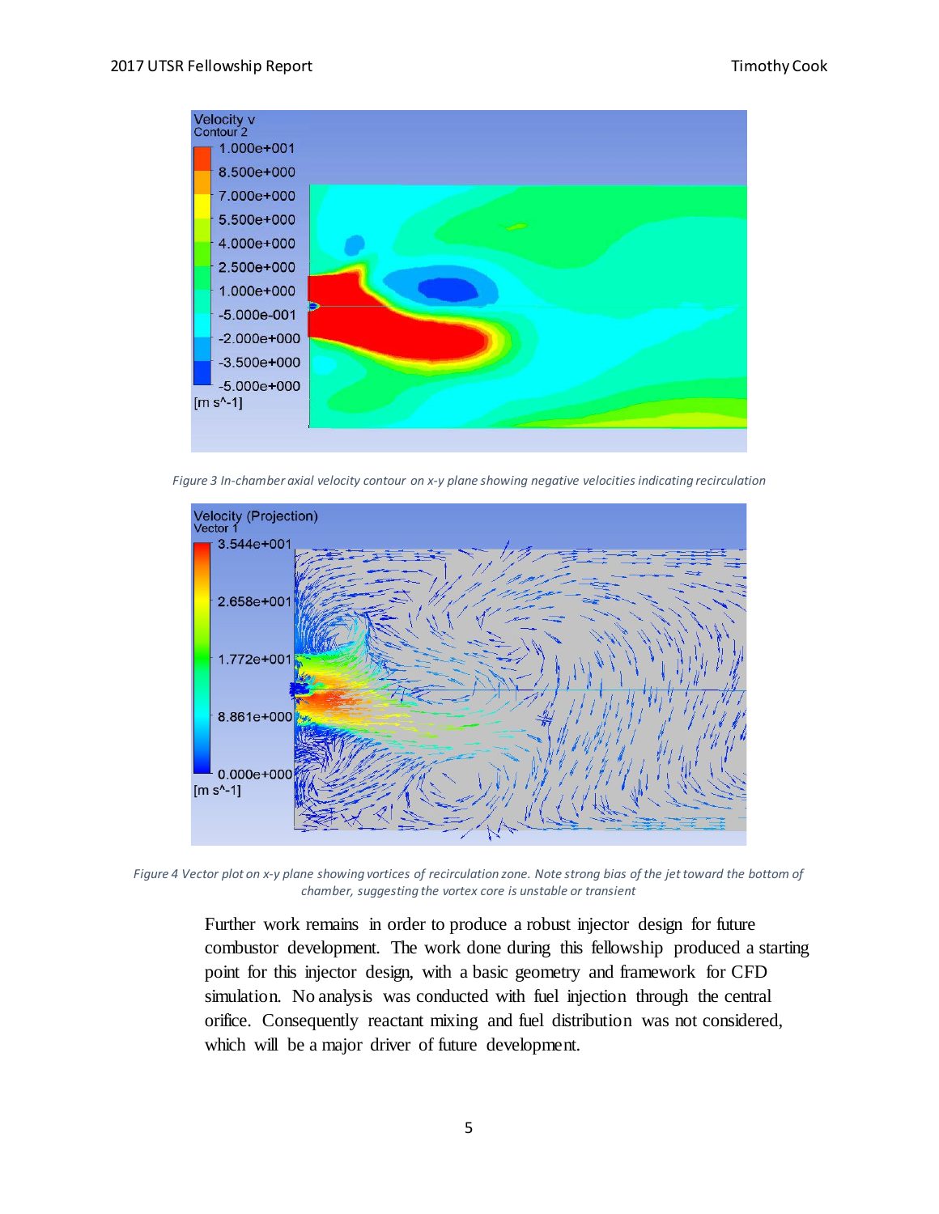*Figure 3 In-chamber axial velocity contour on x-y plane showing negative velocities indicating recirculation*

*Figure 4 Vector plot on x-y plane showing vortices of recirculation zone. Note strong bias of the jet toward the bottom of chamber, suggesting the vortex core is unstable or transient*

Further work remains in order to produce a robust injector design for future combustor development. The work done during this fellowship produced a starting point for this injector design, with a basic geometry and framework for CFD simulation. No analysis was conducted with fuel injection through the central orifice. Consequently reactant mixing and fuel distribution was not considered, which will be a major driver of future development.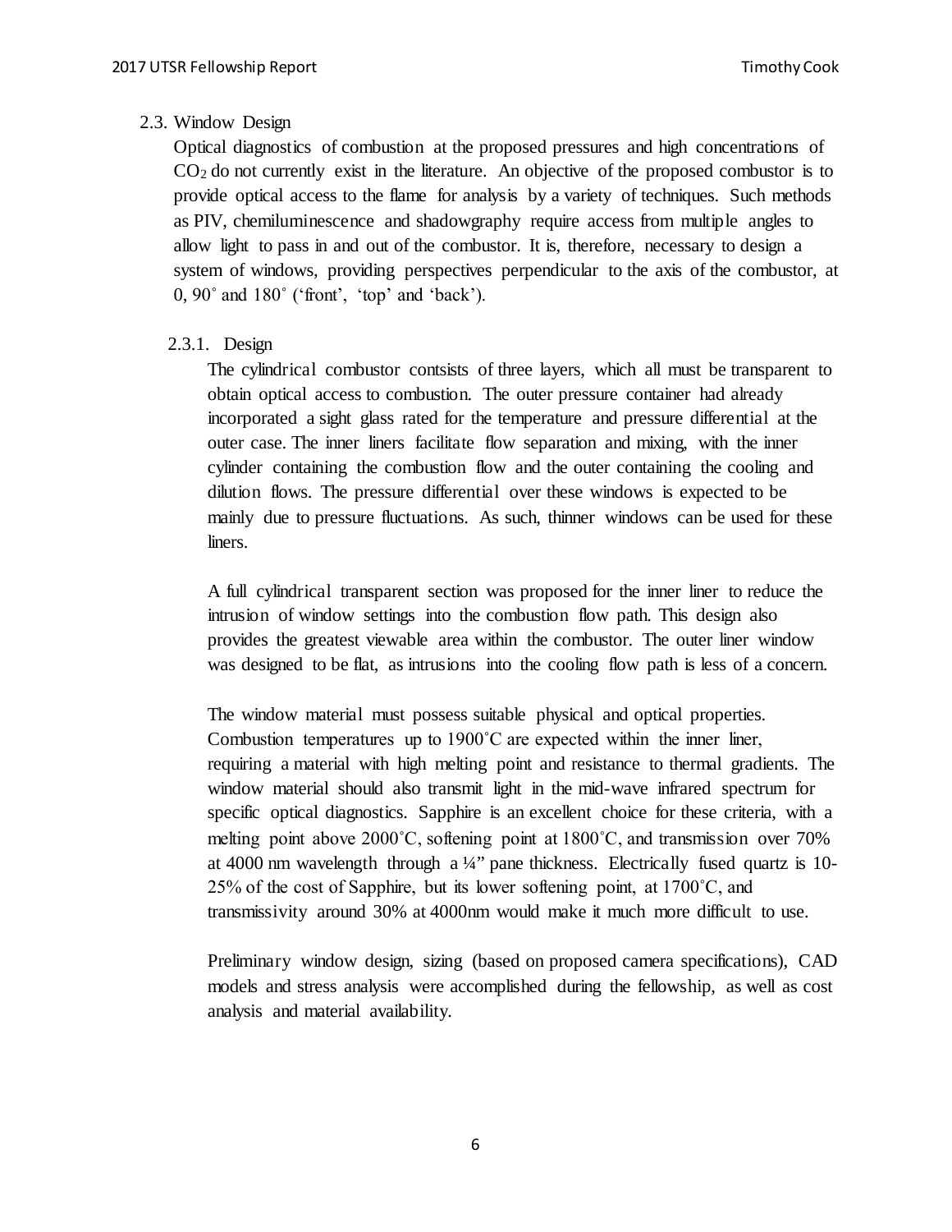## 2.3. Window Design

Optical diagnostics of combustion at the proposed pressures and high concentrations of $CO_2$ do not currently exist in the literature. An objective of the proposed combustor is to provide optical access to the flame for analysis by a variety of techniques. Such methods as PIV, chemiluminescence and shadowgraphy require access from multiple angles to allow light to pass in and out of the combustor. It is, therefore, necessary to design a system of windows, providing perspectives perpendicular to the axis of the combustor, at 0, 90˚ and 180˚ ('front', 'top' and 'back').

### 2.3.1. Design

The cylindrical combustor contsists of three layers, which all must be transparent to obtain optical access to combustion. The outer pressure container had already incorporated a sight glass rated for the temperature and pressure differential at the outer case. The inner liners facilitate flow separation and mixing, with the inner cylinder containing the combustion flow and the outer containing the cooling and dilution flows. The pressure differential over these windows is expected to be mainly due to pressure fluctuations. As such, thinner windows can be used for these liners.

A full cylindrical transparent section was proposed for the inner liner to reduce the intrusion of window settings into the combustion flow path. This design also provides the greatest viewable area within the combustor. The outer liner window was designed to be flat, as intrusions into the cooling flow path is less of a concern.

The window material must possess suitable physical and optical properties. Combustion temperatures up to 1900˚C are expected within the inner liner, requiring a material with high melting point and resistance to thermal gradients. The window material should also transmit light in the mid-wave infrared spectrum for specific optical diagnostics. Sapphire is an excellent choice for these criteria, with a melting point above 2000˚C, softening point at 1800˚C, and transmission over 70% at 4000 nm wavelength through a ¼" pane thickness. Electrically fused quartz is 10-25% of the cost of Sapphire, but its lower softening point, at 1700˚C, and transmissivity around 30% at 4000nm would make it much more difficult to use.

Preliminary window design, sizing (based on proposed camera specifications), CAD models and stress analysis were accomplished during the fellowship, as well as cost analysis and material availability.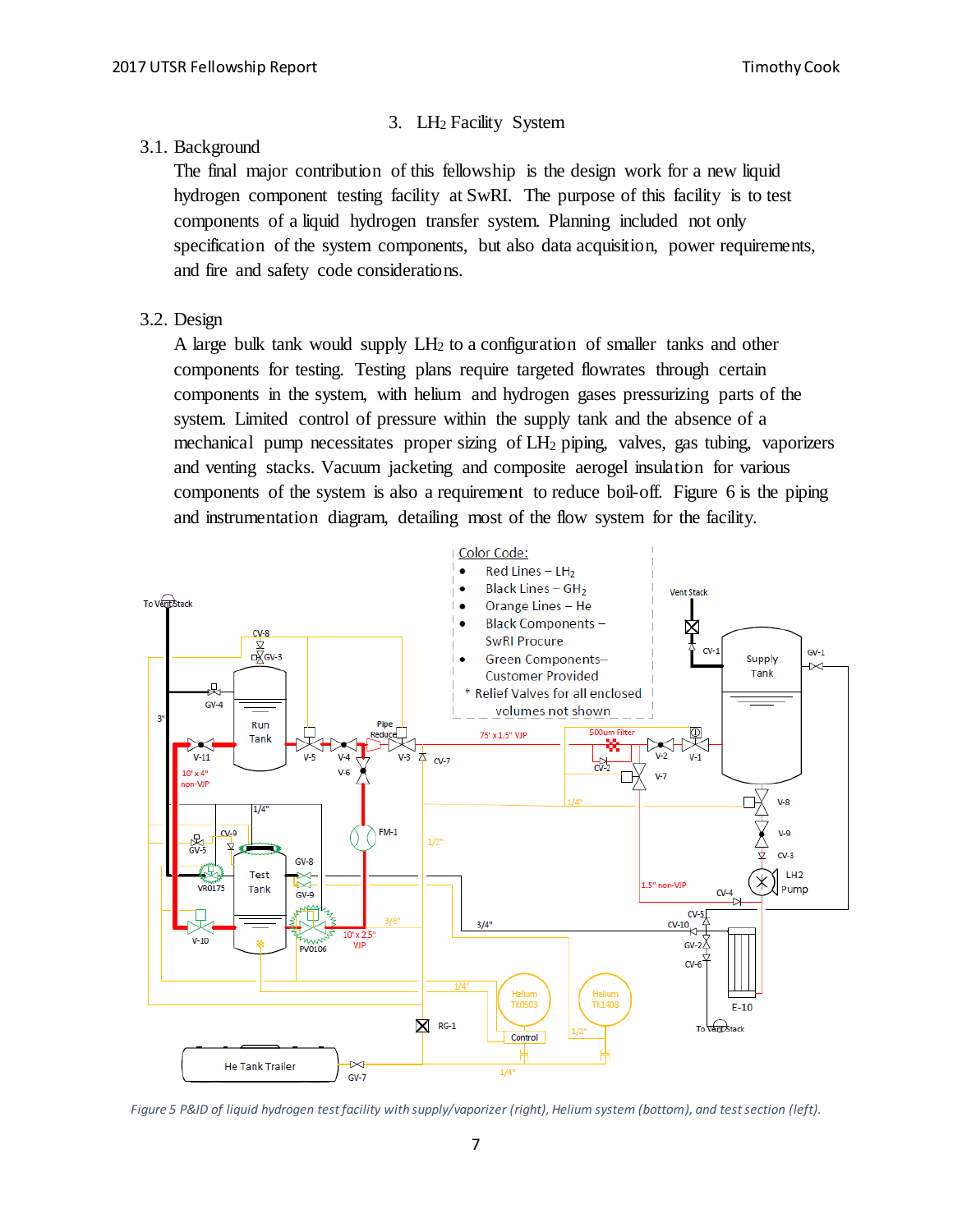## 3. $LH_2$ Facility System

### 3.1. Background

The final major contribution of this fellowship is the design work for a new liquid hydrogen component testing facility at SwRI. The purpose of this facility is to test components of a liquid hydrogen transfer system. Planning included not only specification of the system components, but also data acquisition, power requirements, and fire and safety code considerations.

### 3.2. Design

A large bulk tank would supply $LH_2$ to a configuration of smaller tanks and other components for testing. Testing plans require targeted flowrates through certain components in the system, with helium and hydrogen gases pressurizing parts of the system. Limited control of pressure within the supply tank and the absence of a mechanical pump necessitates proper sizing of $LH_2$ piping, valves, gas tubing, vaporizers and venting stacks. Vacuum jacketing and composite aerogel insulation for various components of the system is also a requirement to reduce boil-off. Figure 6 is the piping and instrumentation diagram, detailing most of the flow system for the facility.

*Figure 5 P&ID of liquid hydrogen test facility with supply/vaporizer (right), Helium system (bottom), and test section (left).*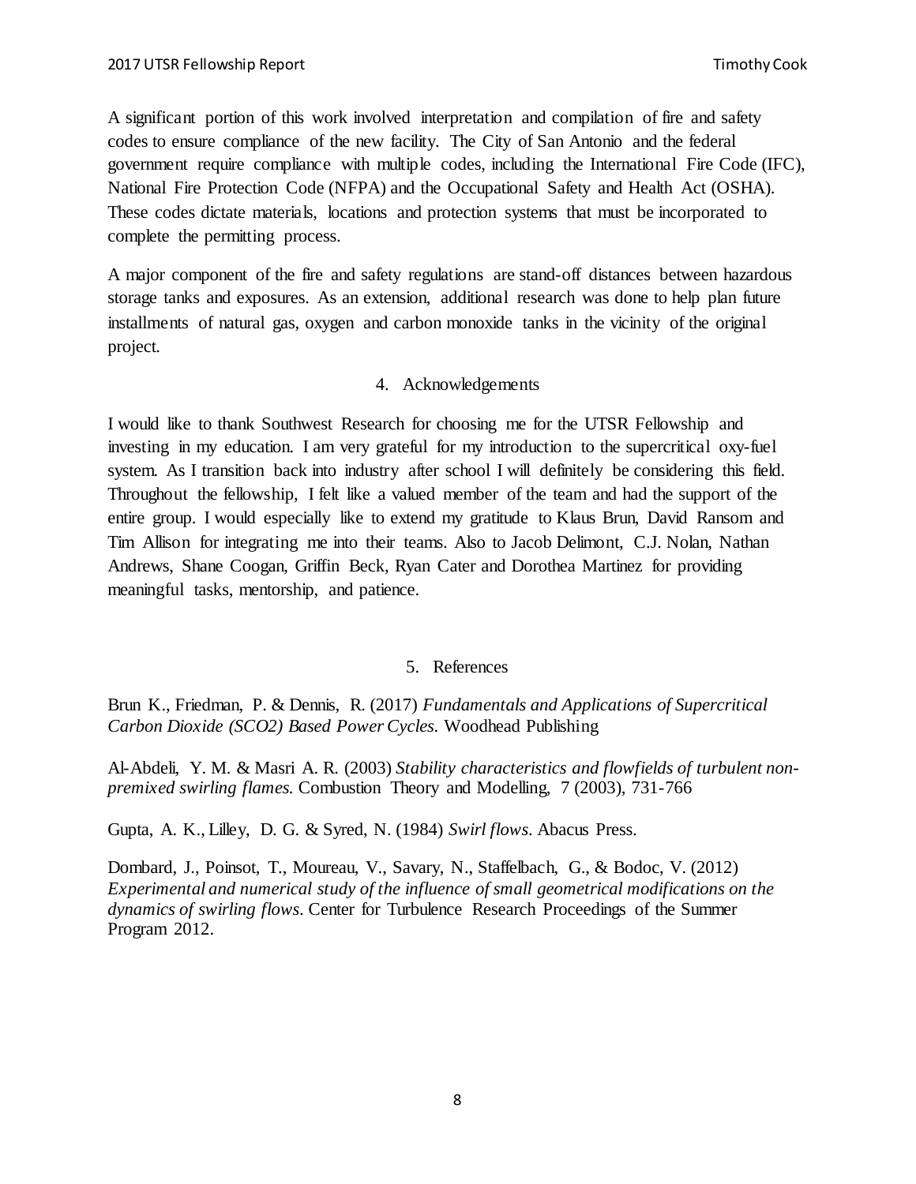A significant portion of this work involved interpretation and compilation of fire and safety codes to ensure compliance of the new facility. The City of San Antonio and the federal government require compliance with multiple codes, including the International Fire Code (IFC), National Fire Protection Code (NFPA) and the Occupational Safety and Health Act (OSHA). These codes dictate materials, locations and protection systems that must be incorporated to complete the permitting process.

A major component of the fire and safety regulations are stand-off distances between hazardous storage tanks and exposures. As an extension, additional research was done to help plan future installments of natural gas, oxygen and carbon monoxide tanks in the vicinity of the original project.

## 4. Acknowledgements

I would like to thank Southwest Research for choosing me for the UTSR Fellowship and investing in my education. I am very grateful for my introduction to the supercritical oxy-fuel system. As I transition back into industry after school I will definitely be considering this field. Throughout the fellowship, I felt like a valued member of the team and had the support of the entire group. I would especially like to extend my gratitude to Klaus Brun, David Ransom and Tim Allison for integrating me into their teams. Also to Jacob Delimont, C.J. Nolan, Nathan Andrews, Shane Coogan, Griffin Beck, Ryan Cater and Dorothea Martinez for providing meaningful tasks, mentorship, and patience.

## 5. References

Brun K., Friedman, P. & Dennis, R. (2017) *Fundamentals and Applications of Supercritical Carbon Dioxide (SCO2) Based Power Cycles.* Woodhead Publishing

Al-Abdeli, Y. M. & Masri A. R. (2003) *Stability characteristics and flowfields of turbulent non-premixed swirling flames.* Combustion Theory and Modelling, 7 (2003), 731-766

Gupta, A. K., Lilley, D. G. & Syred, N. (1984) *Swirl flows*. Abacus Press.

Dombard, J., Poinsot, T., Moureau, V., Savary, N., Staffelbach, G., & Bodoc, V. (2012) *Experimental and numerical study of the influence of small geometrical modifications on the dynamics of swirling flows*. Center for Turbulence Research Proceedings of the Summer Program 2012.